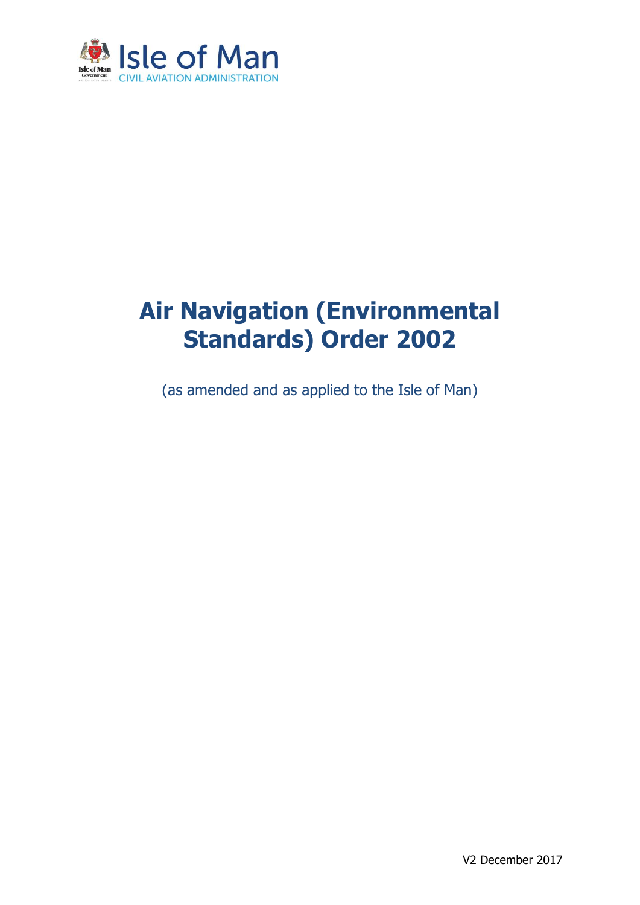Isle of Man
CIVIL AVIATION ADMINISTRATION

# Air Navigation (Environmental Standards) Order 2002

(as amended and as applied to the Isle of Man)

V2 December 2017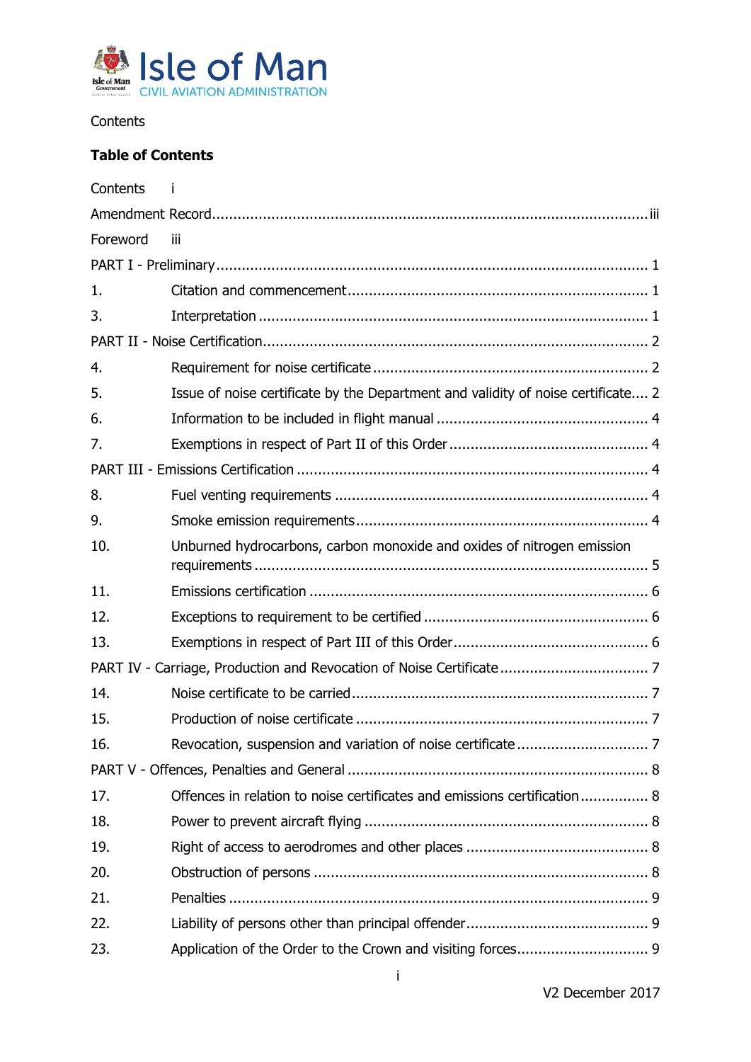Contents

## Table of Contents

Contents i

Amendment Record .......... iii

Foreword iii

PART I - Preliminary .......... 1

1. Citation and commencement .......... 1

3. Interpretation .......... 1

PART II - Noise Certification .......... 2

4. Requirement for noise certificate .......... 2

5. Issue of noise certificate by the Department and validity of noise certificate .......... 2

6. Information to be included in flight manual .......... 4

7. Exemptions in respect of Part II of this Order .......... 4

PART III - Emissions Certification .......... 4

8. Fuel venting requirements .......... 4

9. Smoke emission requirements .......... 4

10. Unburned hydrocarbons, carbon monoxide and oxides of nitrogen emission requirements .......... 5

11. Emissions certification .......... 6

12. Exceptions to requirement to be certified .......... 6

13. Exemptions in respect of Part III of this Order .......... 6

PART IV - Carriage, Production and Revocation of Noise Certificate .......... 7

14. Noise certificate to be carried .......... 7

15. Production of noise certificate .......... 7

16. Revocation, suspension and variation of noise certificate .......... 7

PART V - Offences, Penalties and General .......... 8

17. Offences in relation to noise certificates and emissions certification .......... 8

18. Power to prevent aircraft flying .......... 8

19. Right of access to aerodromes and other places .......... 8

20. Obstruction of persons .......... 8

21. Penalties .......... 9

22. Liability of persons other than principal offender .......... 9

23. Application of the Order to the Crown and visiting forces .......... 9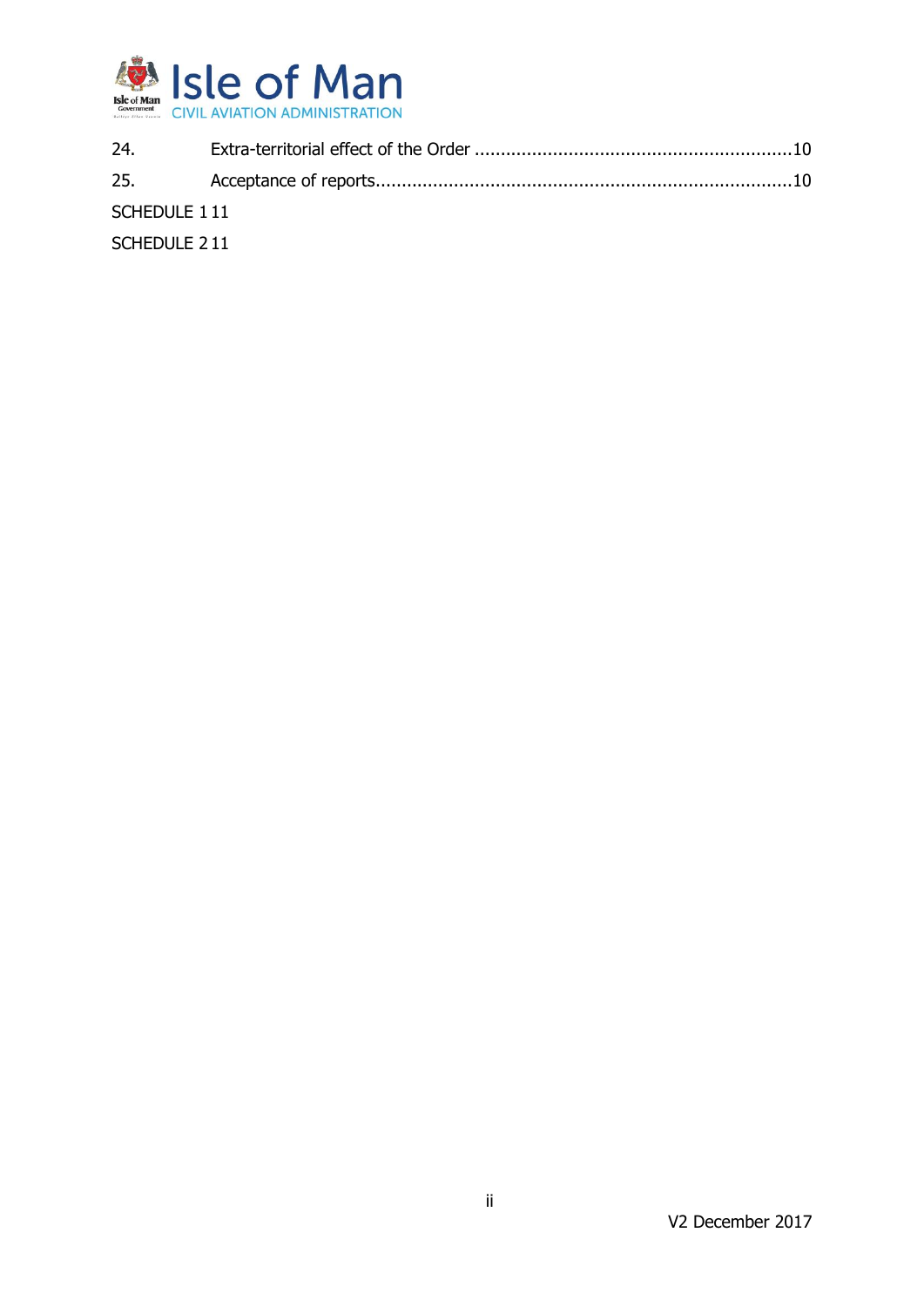24. Extra-territorial effect of the Order ............................................................10

25. Acceptance of reports...............................................................................10

SCHEDULE 1 11

SCHEDULE 2 11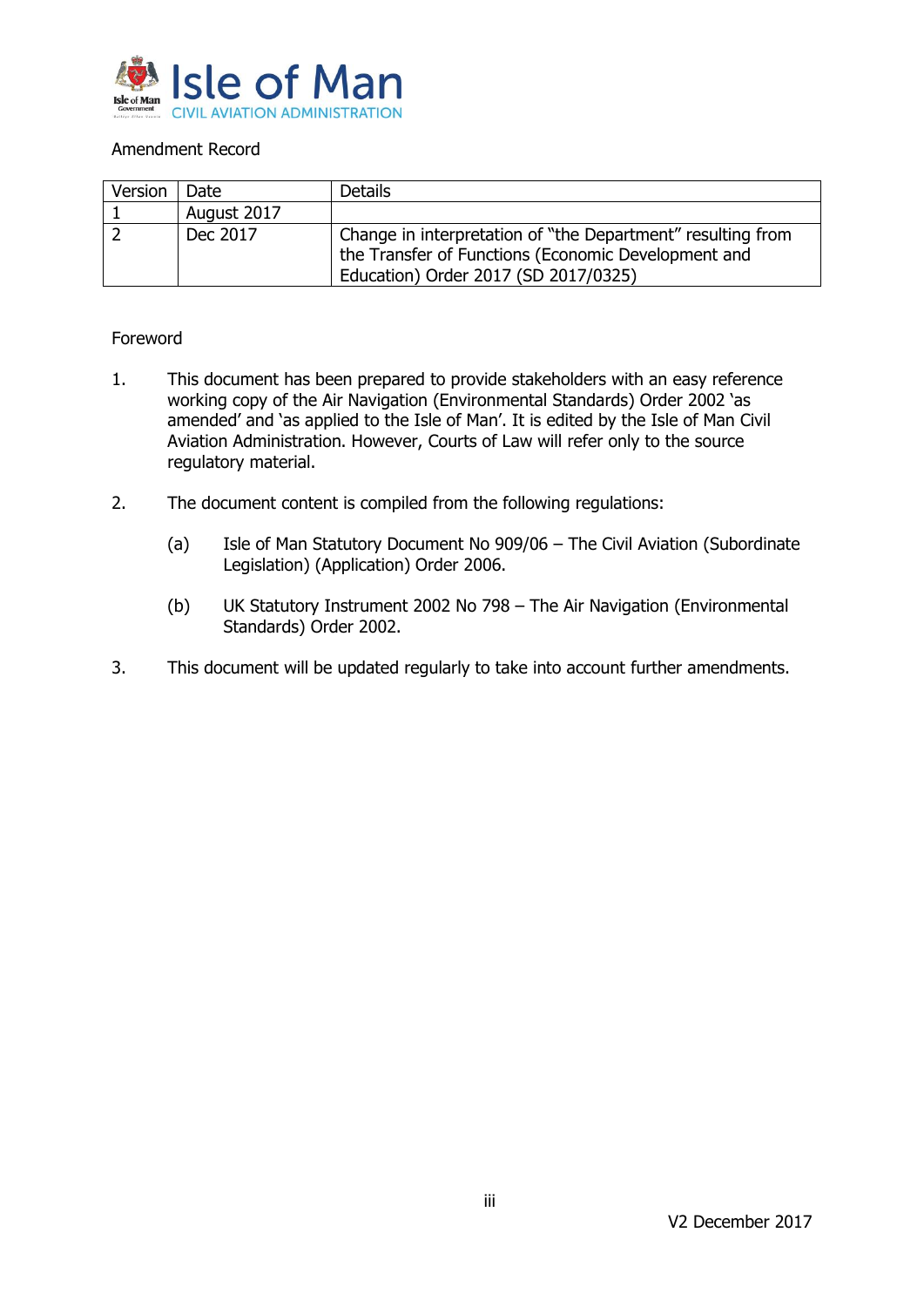Amendment Record

| Version | Date | Details |
|---|---|---|
| 1 | August 2017 | |
| 2 | Dec 2017 | Change in interpretation of "the Department" resulting from the Transfer of Functions (Economic Development and Education) Order 2017 (SD 2017/0325) |

Foreword

1. This document has been prepared to provide stakeholders with an easy reference working copy of the Air Navigation (Environmental Standards) Order 2002 'as amended' and 'as applied to the Isle of Man'. It is edited by the Isle of Man Civil Aviation Administration. However, Courts of Law will refer only to the source regulatory material.

2. The document content is compiled from the following regulations:

   (a) Isle of Man Statutory Document No 909/06 – The Civil Aviation (Subordinate Legislation) (Application) Order 2006.

   (b) UK Statutory Instrument 2002 No 798 – The Air Navigation (Environmental Standards) Order 2002.

3. This document will be updated regularly to take into account further amendments.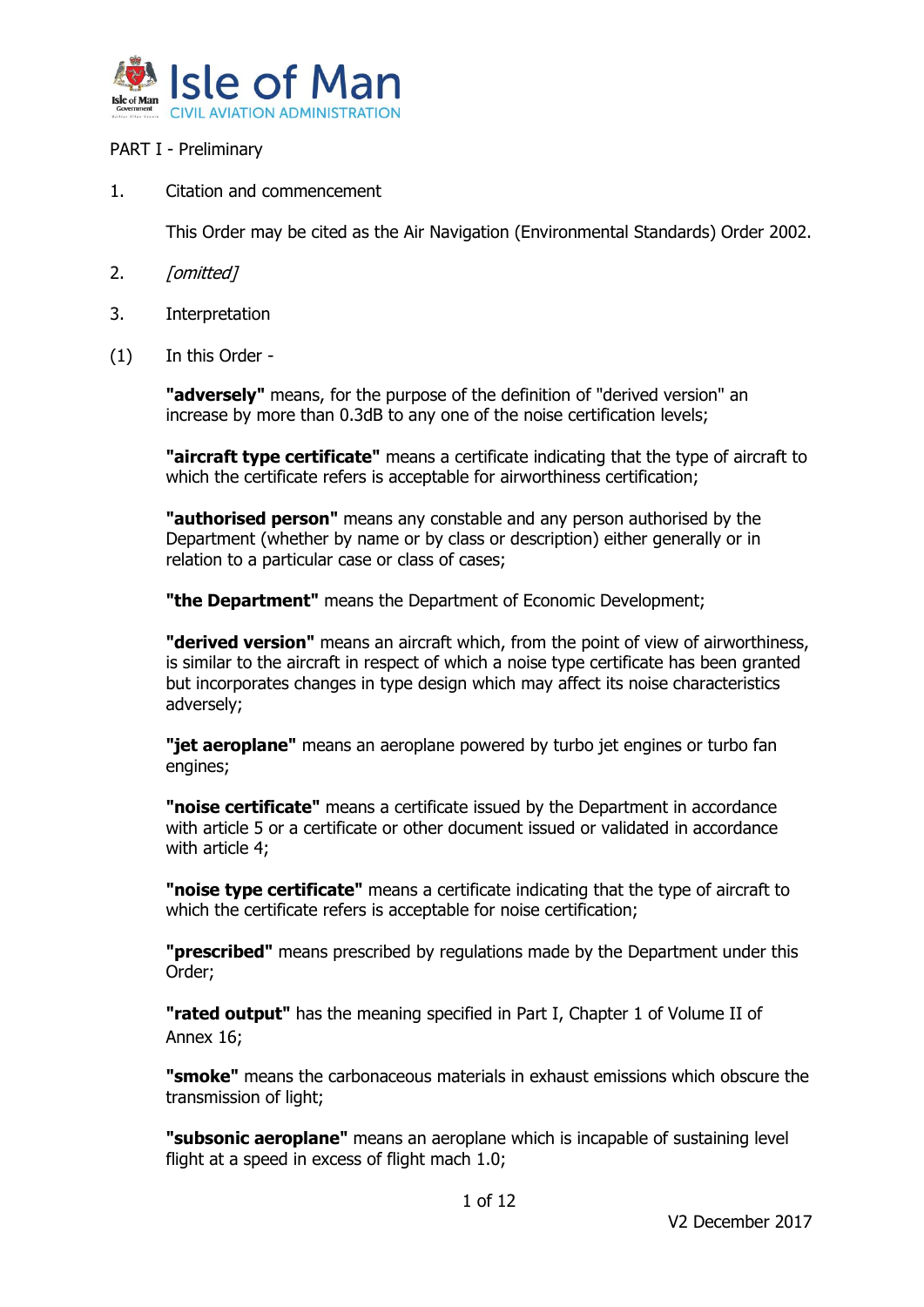PART I - Preliminary

1. Citation and commencement

   This Order may be cited as the Air Navigation (Environmental Standards) Order 2002.

2. *[omitted]*

3. Interpretation

(1) In this Order -

**"adversely"** means, for the purpose of the definition of "derived version" an increase by more than 0.3dB to any one of the noise certification levels;

**"aircraft type certificate"** means a certificate indicating that the type of aircraft to which the certificate refers is acceptable for airworthiness certification;

**"authorised person"** means any constable and any person authorised by the Department (whether by name or by class or description) either generally or in relation to a particular case or class of cases;

**"the Department"** means the Department of Economic Development;

**"derived version"** means an aircraft which, from the point of view of airworthiness, is similar to the aircraft in respect of which a noise type certificate has been granted but incorporates changes in type design which may affect its noise characteristics adversely;

**"jet aeroplane"** means an aeroplane powered by turbo jet engines or turbo fan engines;

**"noise certificate"** means a certificate issued by the Department in accordance with article 5 or a certificate or other document issued or validated in accordance with article 4;

**"noise type certificate"** means a certificate indicating that the type of aircraft to which the certificate refers is acceptable for noise certification;

**"prescribed"** means prescribed by regulations made by the Department under this Order;

**"rated output"** has the meaning specified in Part I, Chapter 1 of Volume II of Annex 16;

**"smoke"** means the carbonaceous materials in exhaust emissions which obscure the transmission of light;

**"subsonic aeroplane"** means an aeroplane which is incapable of sustaining level flight at a speed in excess of flight mach 1.0;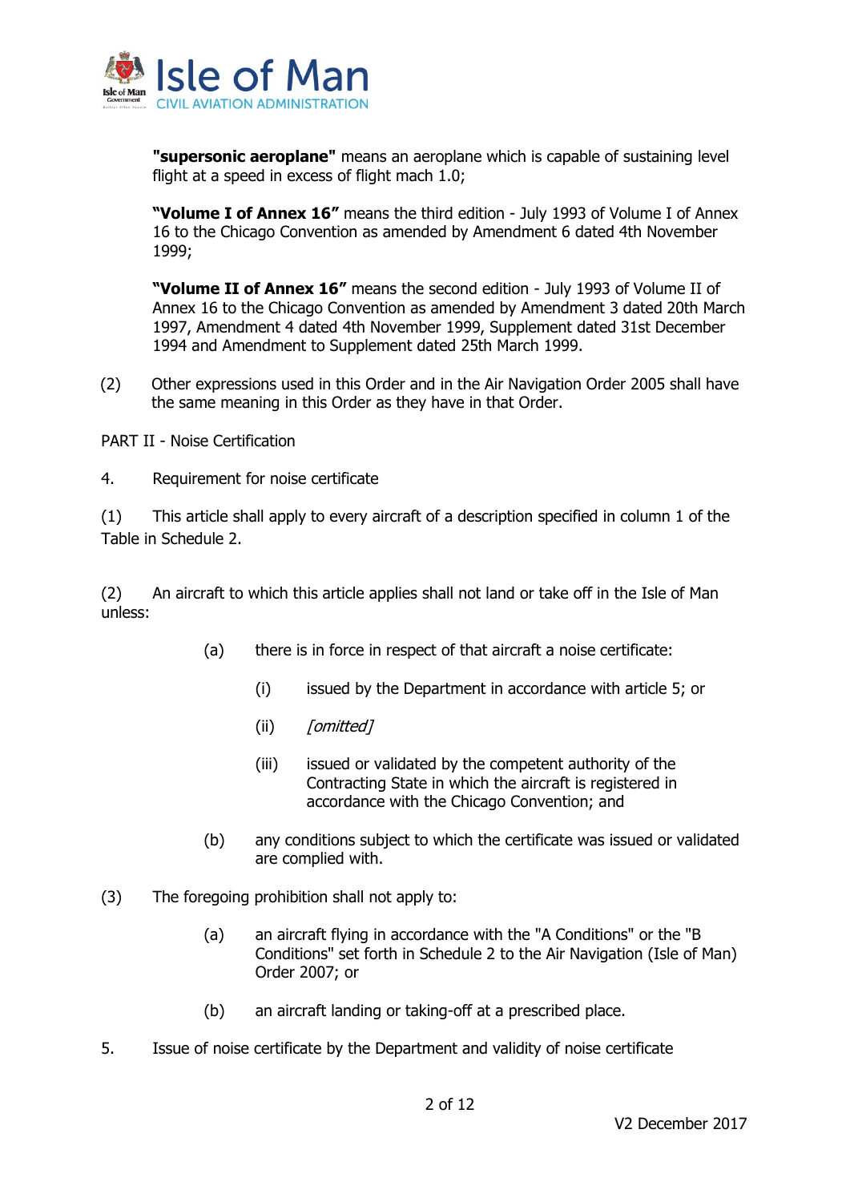**"supersonic aeroplane"** means an aeroplane which is capable of sustaining level flight at a speed in excess of flight mach 1.0;

**"Volume I of Annex 16"** means the third edition - July 1993 of Volume I of Annex 16 to the Chicago Convention as amended by Amendment 6 dated 4th November 1999;

**"Volume II of Annex 16"** means the second edition - July 1993 of Volume II of Annex 16 to the Chicago Convention as amended by Amendment 3 dated 20th March 1997, Amendment 4 dated 4th November 1999, Supplement dated 31st December 1994 and Amendment to Supplement dated 25th March 1999.

(2) Other expressions used in this Order and in the Air Navigation Order 2005 shall have the same meaning in this Order as they have in that Order.

PART II - Noise Certification

4. Requirement for noise certificate

(1) This article shall apply to every aircraft of a description specified in column 1 of the Table in Schedule 2.

(2) An aircraft to which this article applies shall not land or take off in the Isle of Man unless:

(a) there is in force in respect of that aircraft a noise certificate:

(i) issued by the Department in accordance with article 5; or

(ii) *[omitted]*

(iii) issued or validated by the competent authority of the Contracting State in which the aircraft is registered in accordance with the Chicago Convention; and

(b) any conditions subject to which the certificate was issued or validated are complied with.

(3) The foregoing prohibition shall not apply to:

(a) an aircraft flying in accordance with the "A Conditions" or the "B Conditions" set forth in Schedule 2 to the Air Navigation (Isle of Man) Order 2007; or

(b) an aircraft landing or taking-off at a prescribed place.

5. Issue of noise certificate by the Department and validity of noise certificate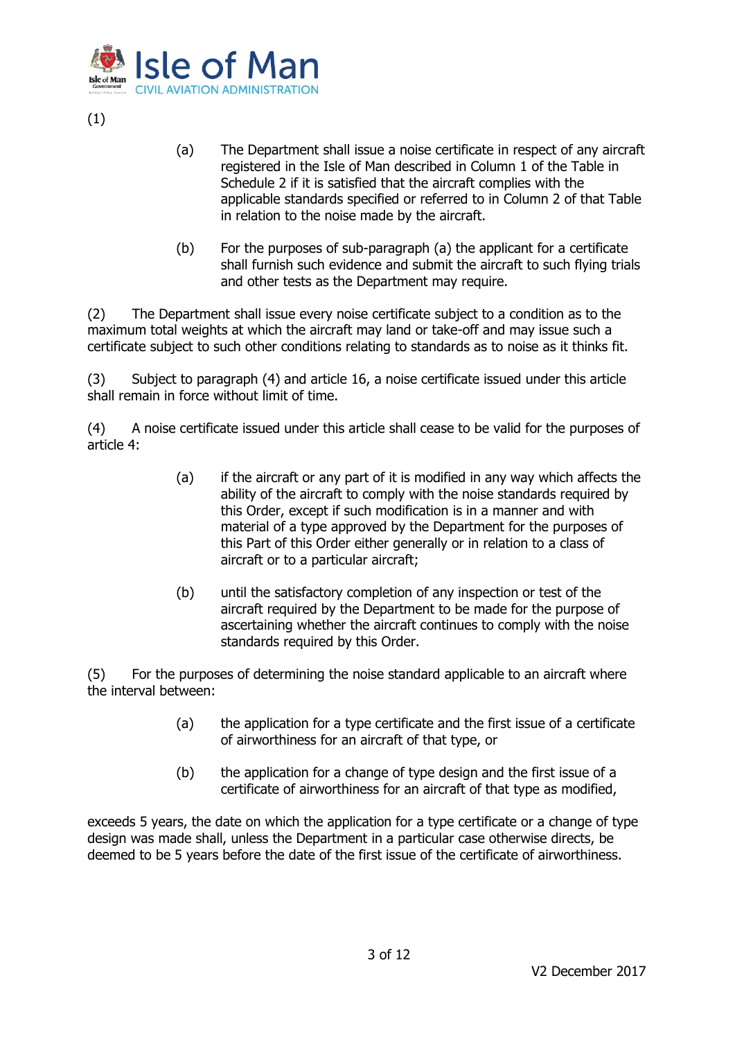(1)

(a) The Department shall issue a noise certificate in respect of any aircraft registered in the Isle of Man described in Column 1 of the Table in Schedule 2 if it is satisfied that the aircraft complies with the applicable standards specified or referred to in Column 2 of that Table in relation to the noise made by the aircraft.

(b) For the purposes of sub-paragraph (a) the applicant for a certificate shall furnish such evidence and submit the aircraft to such flying trials and other tests as the Department may require.

(2) The Department shall issue every noise certificate subject to a condition as to the maximum total weights at which the aircraft may land or take-off and may issue such a certificate subject to such other conditions relating to standards as to noise as it thinks fit.

(3) Subject to paragraph (4) and article 16, a noise certificate issued under this article shall remain in force without limit of time.

(4) A noise certificate issued under this article shall cease to be valid for the purposes of article 4:

(a) if the aircraft or any part of it is modified in any way which affects the ability of the aircraft to comply with the noise standards required by this Order, except if such modification is in a manner and with material of a type approved by the Department for the purposes of this Part of this Order either generally or in relation to a class of aircraft or to a particular aircraft;

(b) until the satisfactory completion of any inspection or test of the aircraft required by the Department to be made for the purpose of ascertaining whether the aircraft continues to comply with the noise standards required by this Order.

(5) For the purposes of determining the noise standard applicable to an aircraft where the interval between:

(a) the application for a type certificate and the first issue of a certificate of airworthiness for an aircraft of that type, or

(b) the application for a change of type design and the first issue of a certificate of airworthiness for an aircraft of that type as modified,

exceeds 5 years, the date on which the application for a type certificate or a change of type design was made shall, unless the Department in a particular case otherwise directs, be deemed to be 5 years before the date of the first issue of the certificate of airworthiness.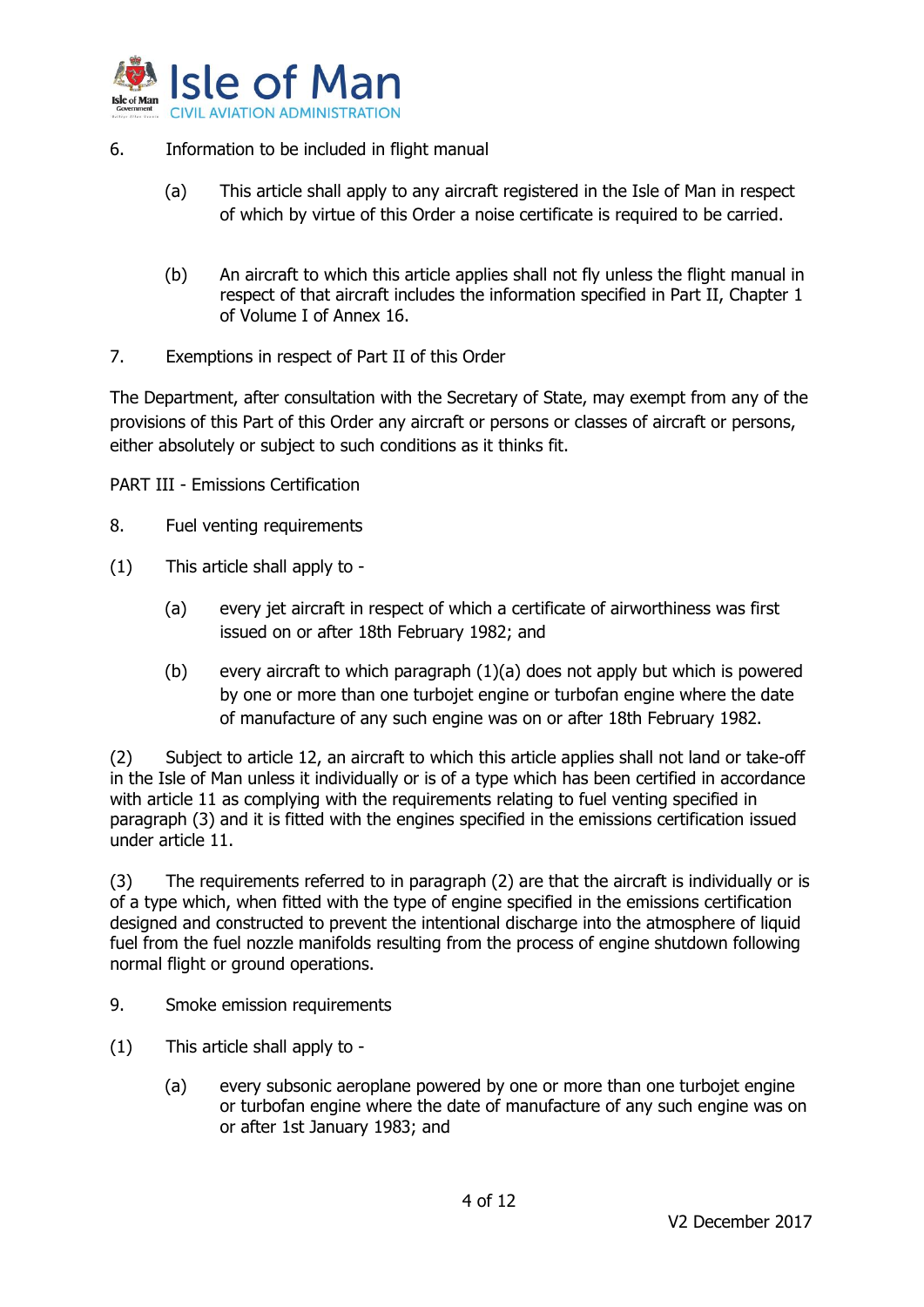6. Information to be included in flight manual

   (a) This article shall apply to any aircraft registered in the Isle of Man in respect of which by virtue of this Order a noise certificate is required to be carried.

   (b) An aircraft to which this article applies shall not fly unless the flight manual in respect of that aircraft includes the information specified in Part II, Chapter 1 of Volume I of Annex 16.

7. Exemptions in respect of Part II of this Order

The Department, after consultation with the Secretary of State, may exempt from any of the provisions of this Part of this Order any aircraft or persons or classes of aircraft or persons, either absolutely or subject to such conditions as it thinks fit.

PART III - Emissions Certification

8. Fuel venting requirements

(1) This article shall apply to -

   (a) every jet aircraft in respect of which a certificate of airworthiness was first issued on or after 18th February 1982; and

   (b) every aircraft to which paragraph (1)(a) does not apply but which is powered by one or more than one turbojet engine or turbofan engine where the date of manufacture of any such engine was on or after 18th February 1982.

(2) Subject to article 12, an aircraft to which this article applies shall not land or take-off in the Isle of Man unless it individually or is of a type which has been certified in accordance with article 11 as complying with the requirements relating to fuel venting specified in paragraph (3) and it is fitted with the engines specified in the emissions certification issued under article 11.

(3) The requirements referred to in paragraph (2) are that the aircraft is individually or is of a type which, when fitted with the type of engine specified in the emissions certification designed and constructed to prevent the intentional discharge into the atmosphere of liquid fuel from the fuel nozzle manifolds resulting from the process of engine shutdown following normal flight or ground operations.

9. Smoke emission requirements

(1) This article shall apply to -

   (a) every subsonic aeroplane powered by one or more than one turbojet engine or turbofan engine where the date of manufacture of any such engine was on or after 1st January 1983; and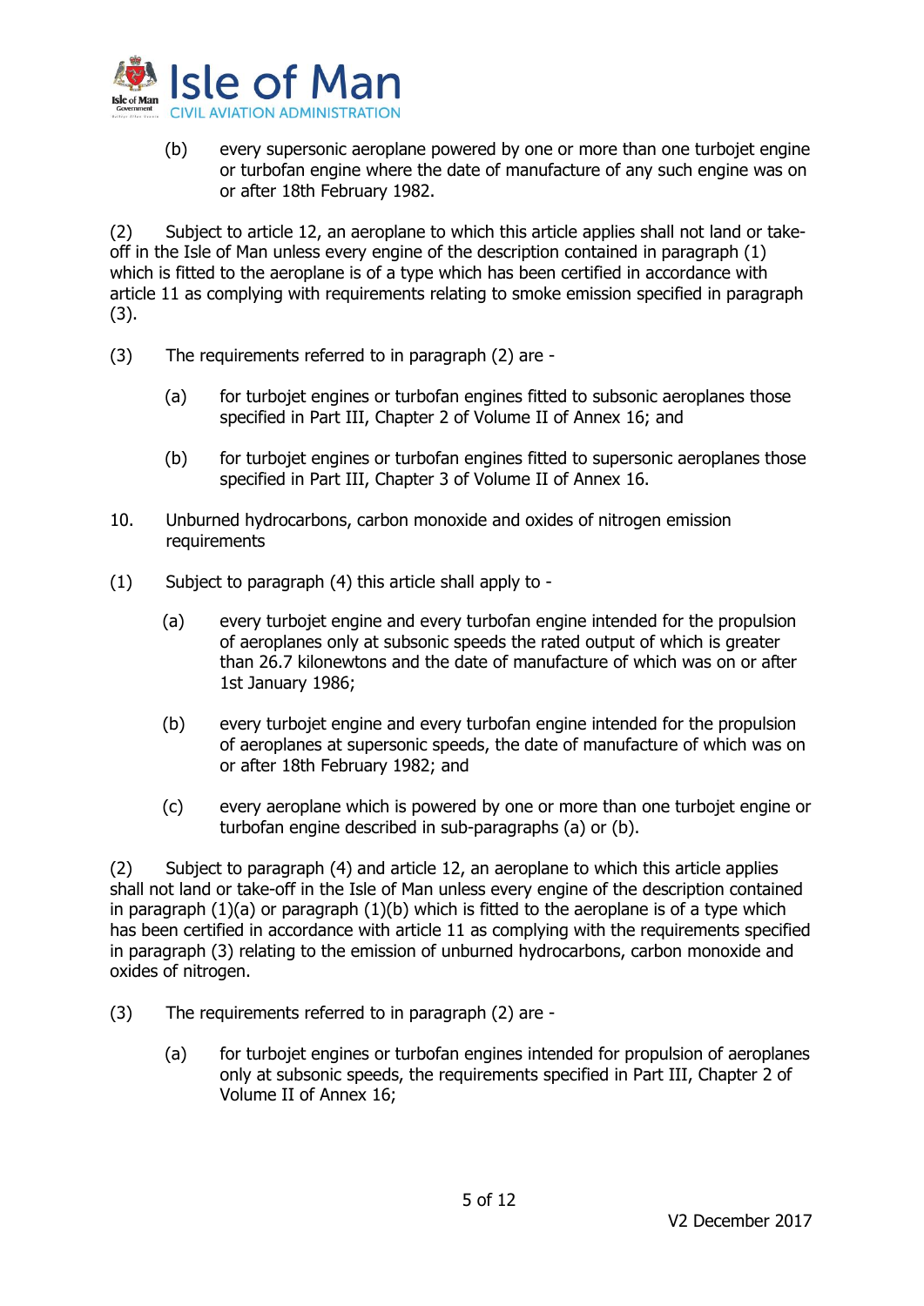(b) every supersonic aeroplane powered by one or more than one turbojet engine or turbofan engine where the date of manufacture of any such engine was on or after 18th February 1982.

(2) Subject to article 12, an aeroplane to which this article applies shall not land or take-off in the Isle of Man unless every engine of the description contained in paragraph (1) which is fitted to the aeroplane is of a type which has been certified in accordance with article 11 as complying with requirements relating to smoke emission specified in paragraph (3).

(3) The requirements referred to in paragraph (2) are -

(a) for turbojet engines or turbofan engines fitted to subsonic aeroplanes those specified in Part III, Chapter 2 of Volume II of Annex 16; and

(b) for turbojet engines or turbofan engines fitted to supersonic aeroplanes those specified in Part III, Chapter 3 of Volume II of Annex 16.

10. Unburned hydrocarbons, carbon monoxide and oxides of nitrogen emission requirements

(1) Subject to paragraph (4) this article shall apply to -

(a) every turbojet engine and every turbofan engine intended for the propulsion of aeroplanes only at subsonic speeds the rated output of which is greater than 26.7 kilonewtons and the date of manufacture of which was on or after 1st January 1986;

(b) every turbojet engine and every turbofan engine intended for the propulsion of aeroplanes at supersonic speeds, the date of manufacture of which was on or after 18th February 1982; and

(c) every aeroplane which is powered by one or more than one turbojet engine or turbofan engine described in sub-paragraphs (a) or (b).

(2) Subject to paragraph (4) and article 12, an aeroplane to which this article applies shall not land or take-off in the Isle of Man unless every engine of the description contained in paragraph (1)(a) or paragraph (1)(b) which is fitted to the aeroplane is of a type which has been certified in accordance with article 11 as complying with the requirements specified in paragraph (3) relating to the emission of unburned hydrocarbons, carbon monoxide and oxides of nitrogen.

(3) The requirements referred to in paragraph (2) are -

(a) for turbojet engines or turbofan engines intended for propulsion of aeroplanes only at subsonic speeds, the requirements specified in Part III, Chapter 2 of Volume II of Annex 16;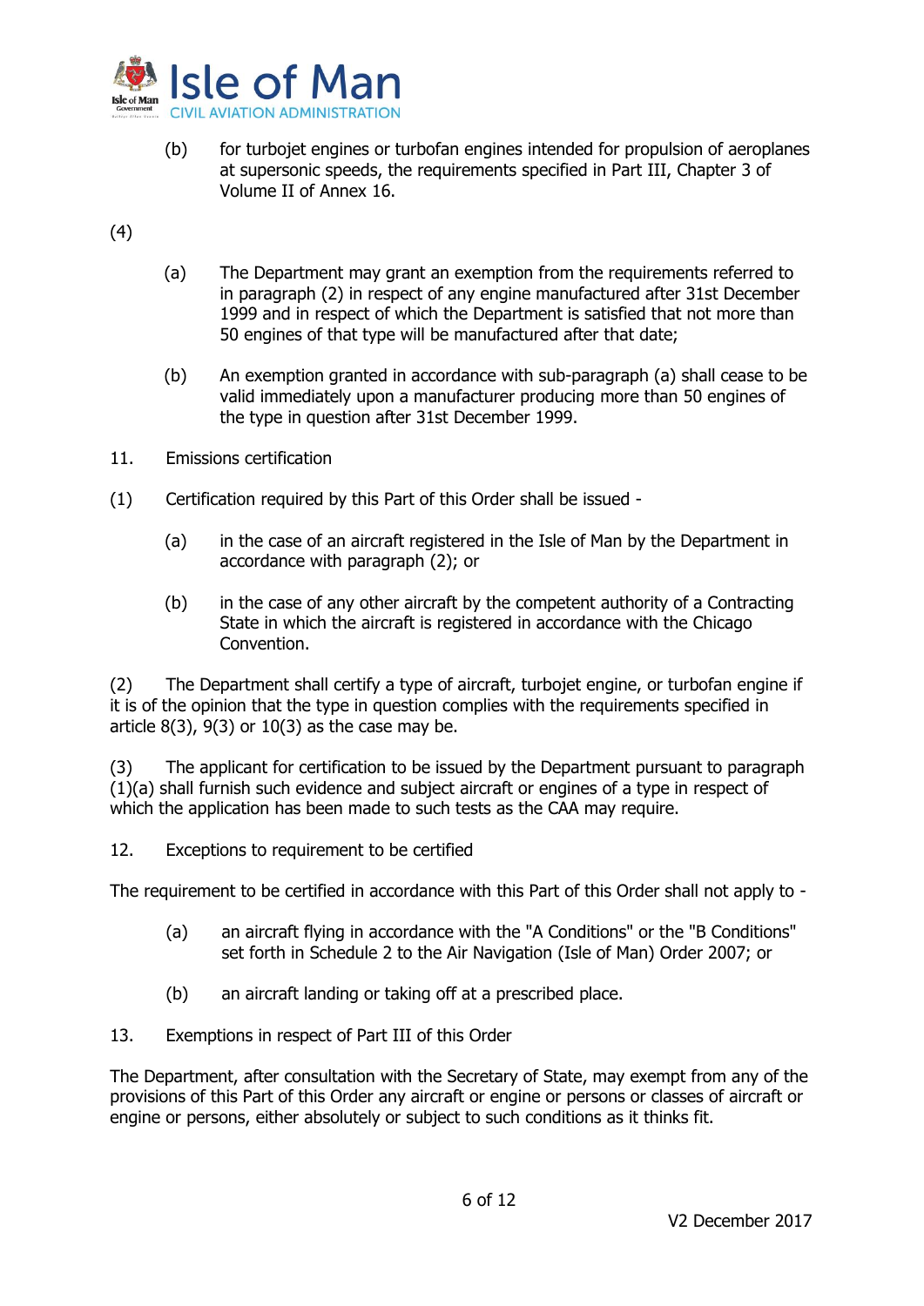(b) for turbojet engines or turbofan engines intended for propulsion of aeroplanes at supersonic speeds, the requirements specified in Part III, Chapter 3 of Volume II of Annex 16.

(4)

(a) The Department may grant an exemption from the requirements referred to in paragraph (2) in respect of any engine manufactured after 31st December 1999 and in respect of which the Department is satisfied that not more than 50 engines of that type will be manufactured after that date;

(b) An exemption granted in accordance with sub-paragraph (a) shall cease to be valid immediately upon a manufacturer producing more than 50 engines of the type in question after 31st December 1999.

11. Emissions certification

(1) Certification required by this Part of this Order shall be issued -

(a) in the case of an aircraft registered in the Isle of Man by the Department in accordance with paragraph (2); or

(b) in the case of any other aircraft by the competent authority of a Contracting State in which the aircraft is registered in accordance with the Chicago Convention.

(2) The Department shall certify a type of aircraft, turbojet engine, or turbofan engine if it is of the opinion that the type in question complies with the requirements specified in article 8(3), 9(3) or 10(3) as the case may be.

(3) The applicant for certification to be issued by the Department pursuant to paragraph (1)(a) shall furnish such evidence and subject aircraft or engines of a type in respect of which the application has been made to such tests as the CAA may require.

12. Exceptions to requirement to be certified

The requirement to be certified in accordance with this Part of this Order shall not apply to -

(a) an aircraft flying in accordance with the "A Conditions" or the "B Conditions" set forth in Schedule 2 to the Air Navigation (Isle of Man) Order 2007; or

(b) an aircraft landing or taking off at a prescribed place.

13. Exemptions in respect of Part III of this Order

The Department, after consultation with the Secretary of State, may exempt from any of the provisions of this Part of this Order any aircraft or engine or persons or classes of aircraft or engine or persons, either absolutely or subject to such conditions as it thinks fit.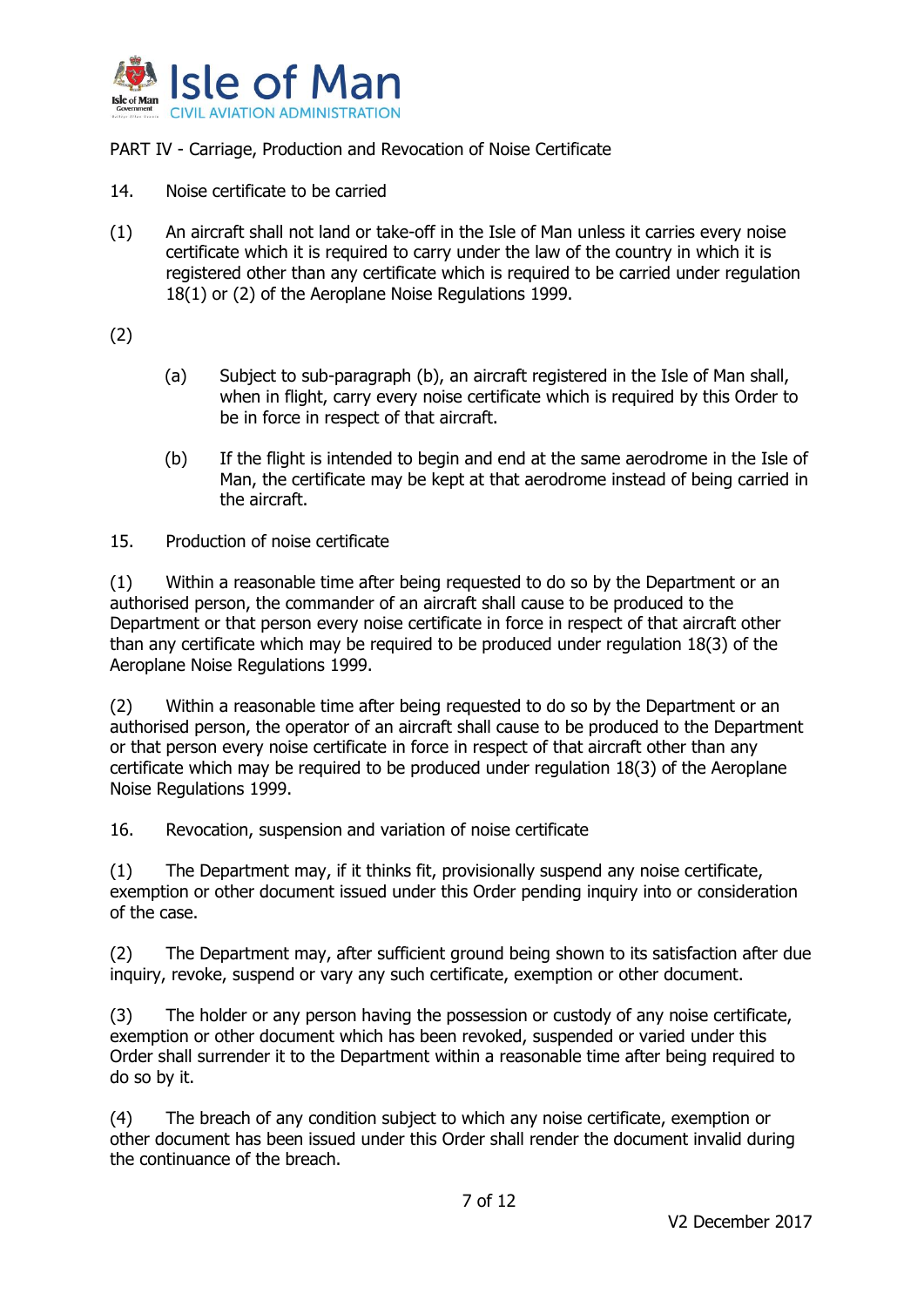PART IV - Carriage, Production and Revocation of Noise Certificate

14. Noise certificate to be carried

(1) An aircraft shall not land or take-off in the Isle of Man unless it carries every noise certificate which it is required to carry under the law of the country in which it is registered other than any certificate which is required to be carried under regulation 18(1) or (2) of the Aeroplane Noise Regulations 1999.

(2)

(a) Subject to sub-paragraph (b), an aircraft registered in the Isle of Man shall, when in flight, carry every noise certificate which is required by this Order to be in force in respect of that aircraft.

(b) If the flight is intended to begin and end at the same aerodrome in the Isle of Man, the certificate may be kept at that aerodrome instead of being carried in the aircraft.

15. Production of noise certificate

(1) Within a reasonable time after being requested to do so by the Department or an authorised person, the commander of an aircraft shall cause to be produced to the Department or that person every noise certificate in force in respect of that aircraft other than any certificate which may be required to be produced under regulation 18(3) of the Aeroplane Noise Regulations 1999.

(2) Within a reasonable time after being requested to do so by the Department or an authorised person, the operator of an aircraft shall cause to be produced to the Department or that person every noise certificate in force in respect of that aircraft other than any certificate which may be required to be produced under regulation 18(3) of the Aeroplane Noise Regulations 1999.

16. Revocation, suspension and variation of noise certificate

(1) The Department may, if it thinks fit, provisionally suspend any noise certificate, exemption or other document issued under this Order pending inquiry into or consideration of the case.

(2) The Department may, after sufficient ground being shown to its satisfaction after due inquiry, revoke, suspend or vary any such certificate, exemption or other document.

(3) The holder or any person having the possession or custody of any noise certificate, exemption or other document which has been revoked, suspended or varied under this Order shall surrender it to the Department within a reasonable time after being required to do so by it.

(4) The breach of any condition subject to which any noise certificate, exemption or other document has been issued under this Order shall render the document invalid during the continuance of the breach.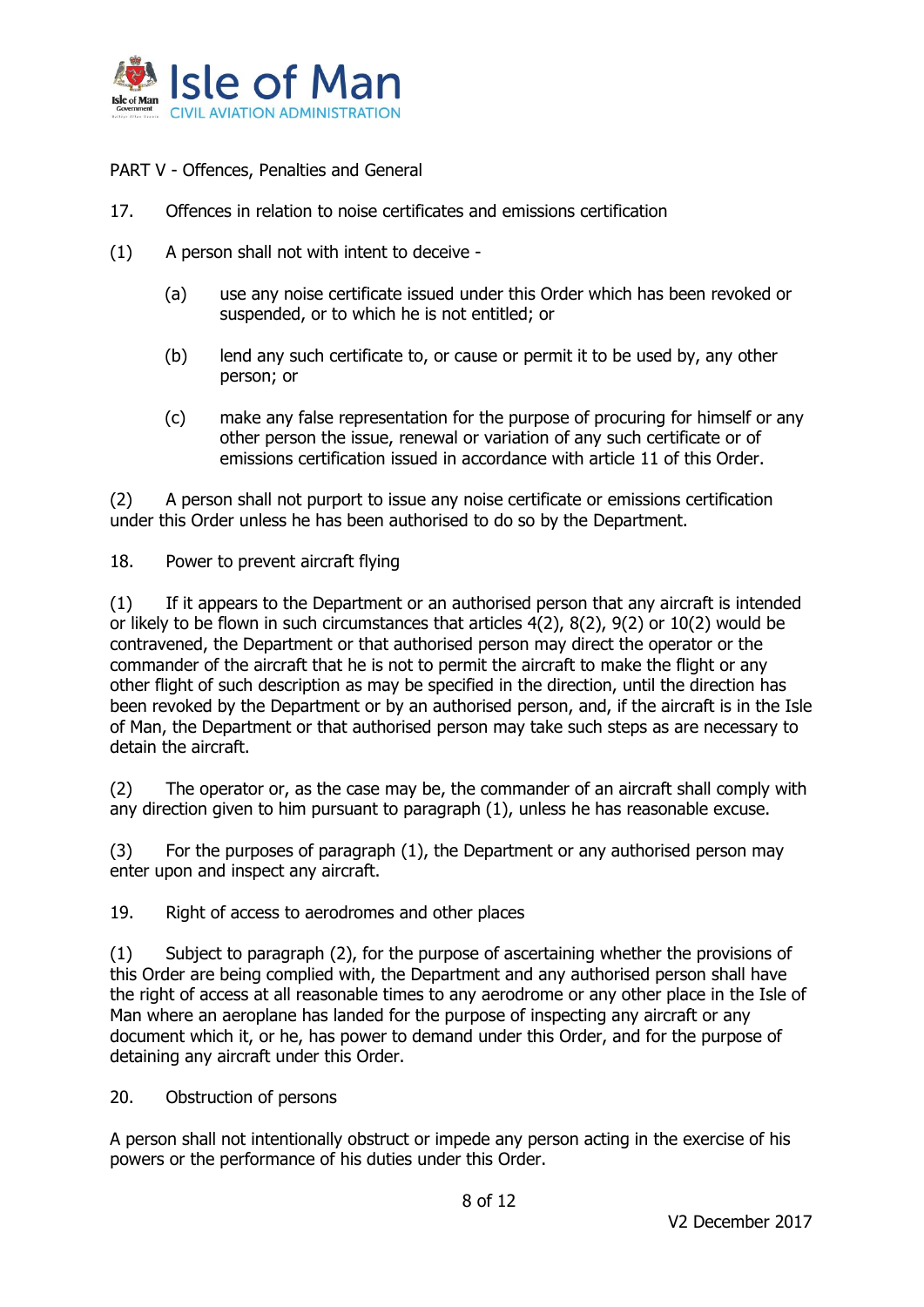PART V - Offences, Penalties and General

17. Offences in relation to noise certificates and emissions certification

(1) A person shall not with intent to deceive -

(a) use any noise certificate issued under this Order which has been revoked or suspended, or to which he is not entitled; or

(b) lend any such certificate to, or cause or permit it to be used by, any other person; or

(c) make any false representation for the purpose of procuring for himself or any other person the issue, renewal or variation of any such certificate or of emissions certification issued in accordance with article 11 of this Order.

(2) A person shall not purport to issue any noise certificate or emissions certification under this Order unless he has been authorised to do so by the Department.

18. Power to prevent aircraft flying

(1) If it appears to the Department or an authorised person that any aircraft is intended or likely to be flown in such circumstances that articles 4(2), 8(2), 9(2) or 10(2) would be contravened, the Department or that authorised person may direct the operator or the commander of the aircraft that he is not to permit the aircraft to make the flight or any other flight of such description as may be specified in the direction, until the direction has been revoked by the Department or by an authorised person, and, if the aircraft is in the Isle of Man, the Department or that authorised person may take such steps as are necessary to detain the aircraft.

(2) The operator or, as the case may be, the commander of an aircraft shall comply with any direction given to him pursuant to paragraph (1), unless he has reasonable excuse.

(3) For the purposes of paragraph (1), the Department or any authorised person may enter upon and inspect any aircraft.

19. Right of access to aerodromes and other places

(1) Subject to paragraph (2), for the purpose of ascertaining whether the provisions of this Order are being complied with, the Department and any authorised person shall have the right of access at all reasonable times to any aerodrome or any other place in the Isle of Man where an aeroplane has landed for the purpose of inspecting any aircraft or any document which it, or he, has power to demand under this Order, and for the purpose of detaining any aircraft under this Order.

20. Obstruction of persons

A person shall not intentionally obstruct or impede any person acting in the exercise of his powers or the performance of his duties under this Order.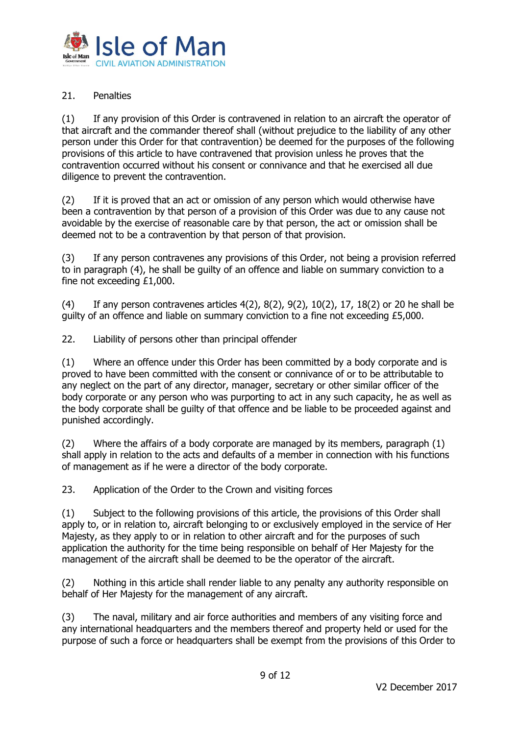## 21. Penalties

(1) If any provision of this Order is contravened in relation to an aircraft the operator of that aircraft and the commander thereof shall (without prejudice to the liability of any other person under this Order for that contravention) be deemed for the purposes of the following provisions of this article to have contravened that provision unless he proves that the contravention occurred without his consent or connivance and that he exercised all due diligence to prevent the contravention.

(2) If it is proved that an act or omission of any person which would otherwise have been a contravention by that person of a provision of this Order was due to any cause not avoidable by the exercise of reasonable care by that person, the act or omission shall be deemed not to be a contravention by that person of that provision.

(3) If any person contravenes any provisions of this Order, not being a provision referred to in paragraph (4), he shall be guilty of an offence and liable on summary conviction to a fine not exceeding £1,000.

(4) If any person contravenes articles 4(2), 8(2), 9(2), 10(2), 17, 18(2) or 20 he shall be guilty of an offence and liable on summary conviction to a fine not exceeding £5,000.

## 22. Liability of persons other than principal offender

(1) Where an offence under this Order has been committed by a body corporate and is proved to have been committed with the consent or connivance of or to be attributable to any neglect on the part of any director, manager, secretary or other similar officer of the body corporate or any person who was purporting to act in any such capacity, he as well as the body corporate shall be guilty of that offence and be liable to be proceeded against and punished accordingly.

(2) Where the affairs of a body corporate are managed by its members, paragraph (1) shall apply in relation to the acts and defaults of a member in connection with his functions of management as if he were a director of the body corporate.

## 23. Application of the Order to the Crown and visiting forces

(1) Subject to the following provisions of this article, the provisions of this Order shall apply to, or in relation to, aircraft belonging to or exclusively employed in the service of Her Majesty, as they apply to or in relation to other aircraft and for the purposes of such application the authority for the time being responsible on behalf of Her Majesty for the management of the aircraft shall be deemed to be the operator of the aircraft.

(2) Nothing in this article shall render liable to any penalty any authority responsible on behalf of Her Majesty for the management of any aircraft.

(3) The naval, military and air force authorities and members of any visiting force and any international headquarters and the members thereof and property held or used for the purpose of such a force or headquarters shall be exempt from the provisions of this Order to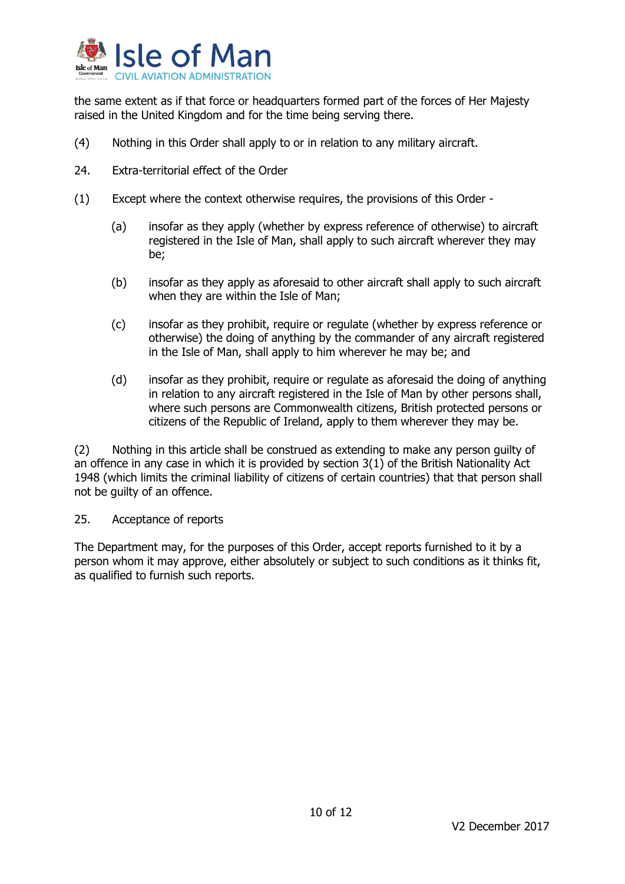the same extent as if that force or headquarters formed part of the forces of Her Majesty raised in the United Kingdom and for the time being serving there.

(4) Nothing in this Order shall apply to or in relation to any military aircraft.

24. Extra-territorial effect of the Order

(1) Except where the context otherwise requires, the provisions of this Order -

(a) insofar as they apply (whether by express reference of otherwise) to aircraft registered in the Isle of Man, shall apply to such aircraft wherever they may be;

(b) insofar as they apply as aforesaid to other aircraft shall apply to such aircraft when they are within the Isle of Man;

(c) insofar as they prohibit, require or regulate (whether by express reference or otherwise) the doing of anything by the commander of any aircraft registered in the Isle of Man, shall apply to him wherever he may be; and

(d) insofar as they prohibit, require or regulate as aforesaid the doing of anything in relation to any aircraft registered in the Isle of Man by other persons shall, where such persons are Commonwealth citizens, British protected persons or citizens of the Republic of Ireland, apply to them wherever they may be.

(2) Nothing in this article shall be construed as extending to make any person guilty of an offence in any case in which it is provided by section 3(1) of the British Nationality Act 1948 (which limits the criminal liability of citizens of certain countries) that that person shall not be guilty of an offence.

25. Acceptance of reports

The Department may, for the purposes of this Order, accept reports furnished to it by a person whom it may approve, either absolutely or subject to such conditions as it thinks fit, as qualified to furnish such reports.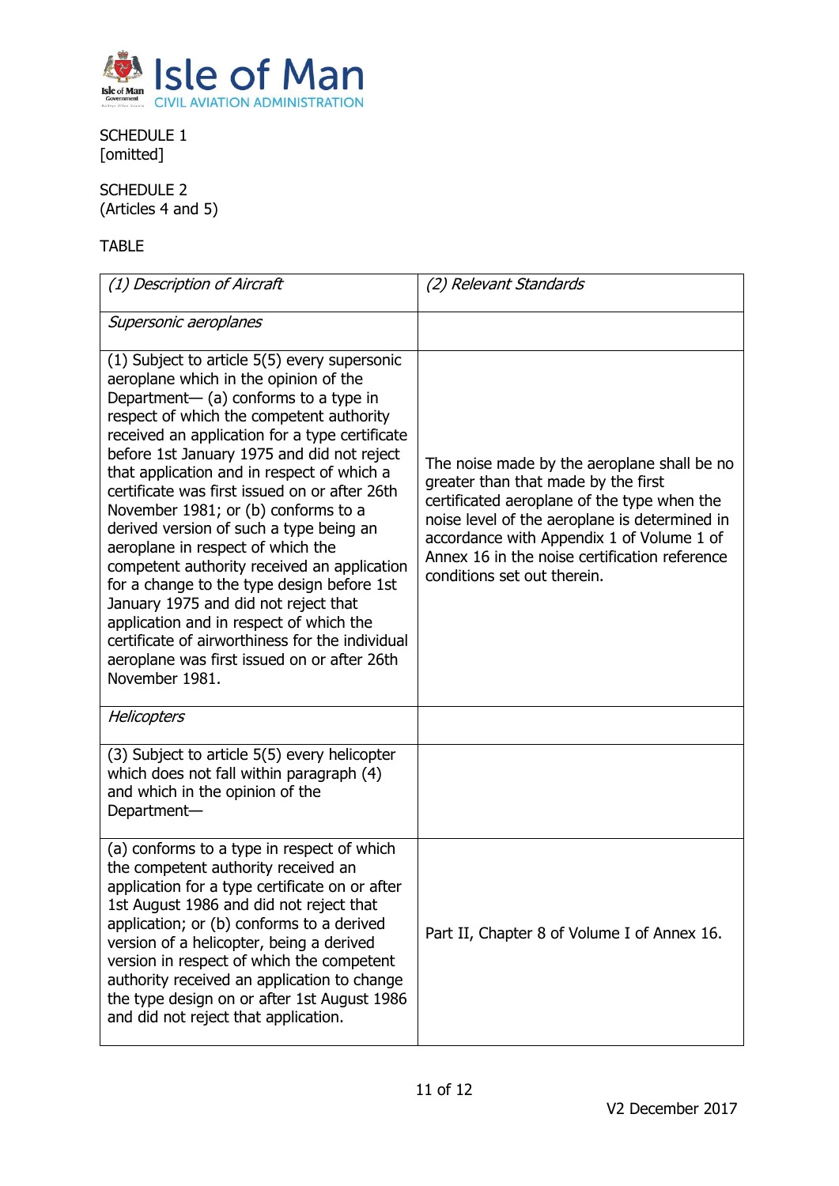SCHEDULE 1
[omitted]

SCHEDULE 2
(Articles 4 and 5)

TABLE

| *(1) Description of Aircraft* | *(2) Relevant Standards* |
|---|---|
| *Supersonic aeroplanes* | |
| (1) Subject to article 5(5) every supersonic aeroplane which in the opinion of the Department— (a) conforms to a type in respect of which the competent authority received an application for a type certificate before 1st January 1975 and did not reject that application and in respect of which a certificate was first issued on or after 26th November 1981; or (b) conforms to a derived version of such a type being an aeroplane in respect of which the competent authority received an application for a change to the type design before 1st January 1975 and did not reject that application and in respect of which the certificate of airworthiness for the individual aeroplane was first issued on or after 26th November 1981. | The noise made by the aeroplane shall be no greater than that made by the first certificated aeroplane of the type when the noise level of the aeroplane is determined in accordance with Appendix 1 of Volume 1 of Annex 16 in the noise certification reference conditions set out therein. |
| *Helicopters* | |
| (3) Subject to article 5(5) every helicopter which does not fall within paragraph (4) and which in the opinion of the Department— | |
| (a) conforms to a type in respect of which the competent authority received an application for a type certificate on or after 1st August 1986 and did not reject that application; or (b) conforms to a derived version of a helicopter, being a derived version in respect of which the competent authority received an application to change the type design on or after 1st August 1986 and did not reject that application. | Part II, Chapter 8 of Volume I of Annex 16. |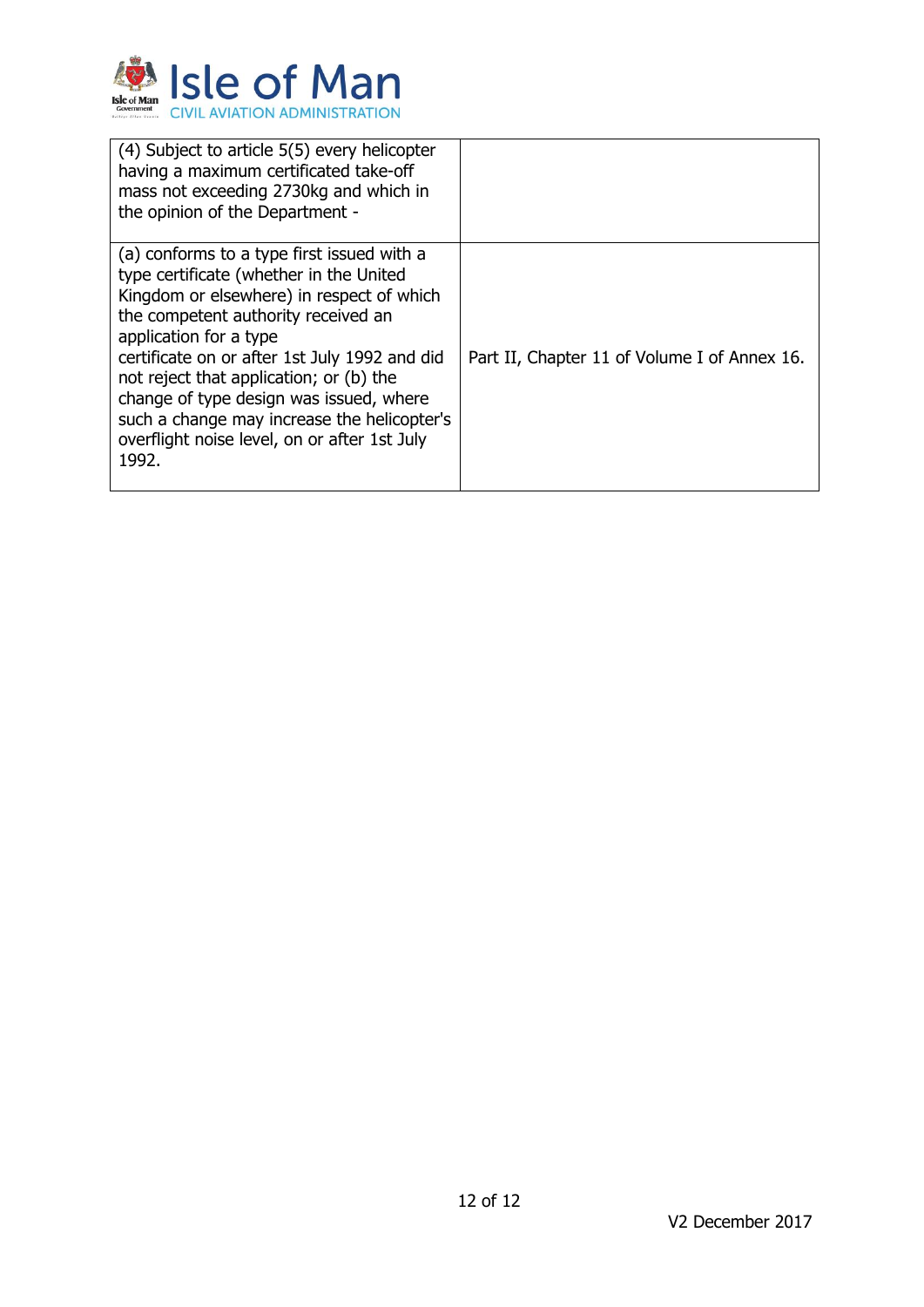| | |
|---|---|
| (4) Subject to article 5(5) every helicopter having a maximum certificated take-off mass not exceeding 2730kg and which in the opinion of the Department - | |
| (a) conforms to a type first issued with a type certificate (whether in the United Kingdom or elsewhere) in respect of which the competent authority received an application for a type certificate on or after 1st July 1992 and did not reject that application; or (b) the change of type design was issued, where such a change may increase the helicopter's overflight noise level, on or after 1st July 1992. | Part II, Chapter 11 of Volume I of Annex 16. |